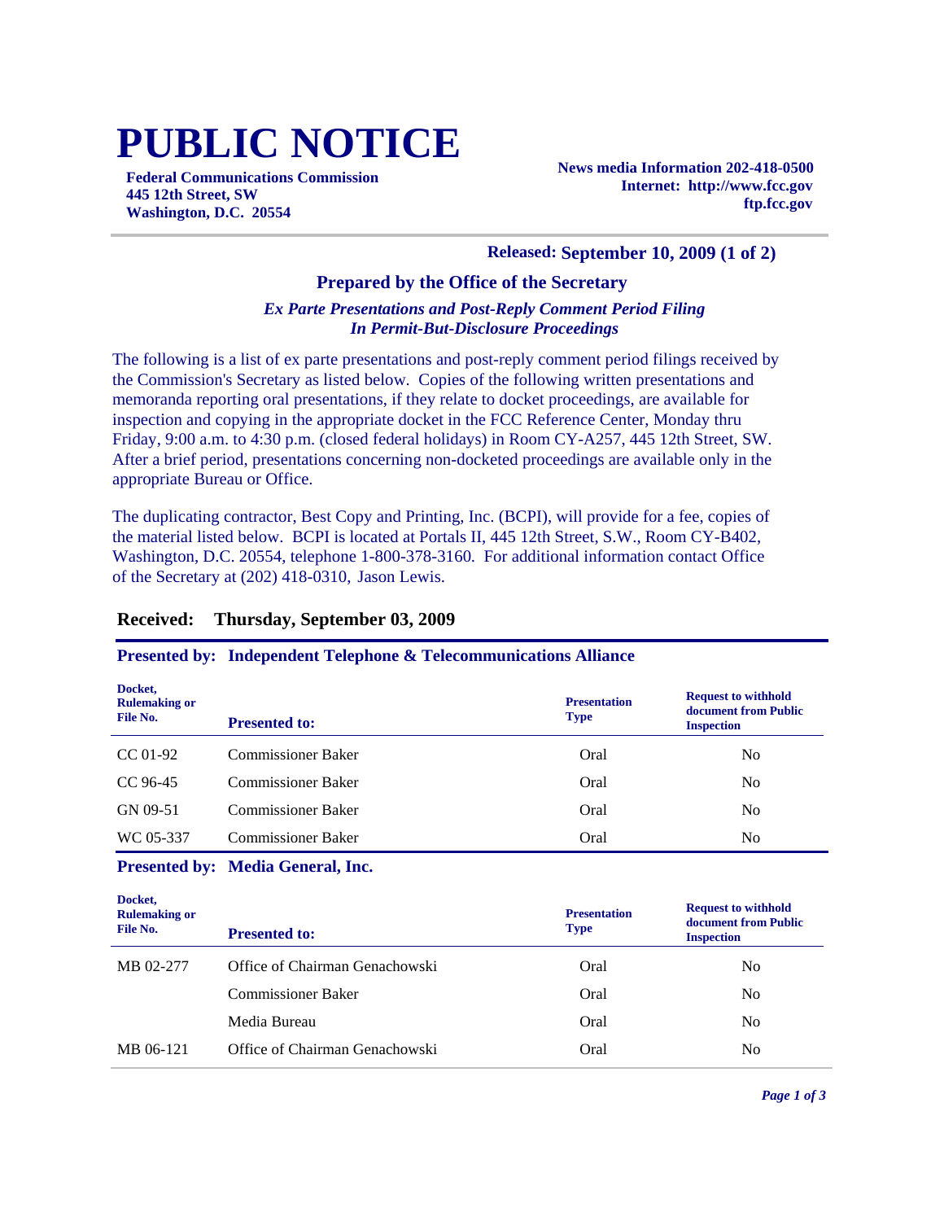# PUBLIC NOTICE

**Federal Communications Commission**
**445 12th Street, SW**
**Washington, D.C. 20554**

**News media Information 202-418-0500**
**Internet: http://www.fcc.gov**
**ftp.fcc.gov**

**Released: September 10, 2009 (1 of 2)**

## Prepared by the Office of the Secretary

***Ex Parte Presentations and Post-Reply Comment Period Filing***
***In Permit-But-Disclosure Proceedings***

The following is a list of ex parte presentations and post-reply comment period filings received by the Commission's Secretary as listed below. Copies of the following written presentations and memoranda reporting oral presentations, if they relate to docket proceedings, are available for inspection and copying in the appropriate docket in the FCC Reference Center, Monday thru Friday, 9:00 a.m. to 4:30 p.m. (closed federal holidays) in Room CY-A257, 445 12th Street, SW. After a brief period, presentations concerning non-docketed proceedings are available only in the appropriate Bureau or Office.

The duplicating contractor, Best Copy and Printing, Inc. (BCPI), will provide for a fee, copies of the material listed below. BCPI is located at Portals II, 445 12th Street, S.W., Room CY-B402, Washington, D.C. 20554, telephone 1-800-378-3160. For additional information contact Office of the Secretary at (202) 418-0310, Jason Lewis.

### Received: Thursday, September 03, 2009

**Presented by: Independent Telephone & Telecommunications Alliance**

| Docket, Rulemaking or File No. | Presented to: | Presentation Type | Request to withhold document from Public Inspection |
|---|---|---|---|
| CC 01-92 | Commissioner Baker | Oral | No |
| CC 96-45 | Commissioner Baker | Oral | No |
| GN 09-51 | Commissioner Baker | Oral | No |
| WC 05-337 | Commissioner Baker | Oral | No |

**Presented by: Media General, Inc.**

| Docket, Rulemaking or File No. | Presented to: | Presentation Type | Request to withhold document from Public Inspection |
|---|---|---|---|
| MB 02-277 | Office of Chairman Genachowski | Oral | No |
| | Commissioner Baker | Oral | No |
| | Media Bureau | Oral | No |
| MB 06-121 | Office of Chairman Genachowski | Oral | No |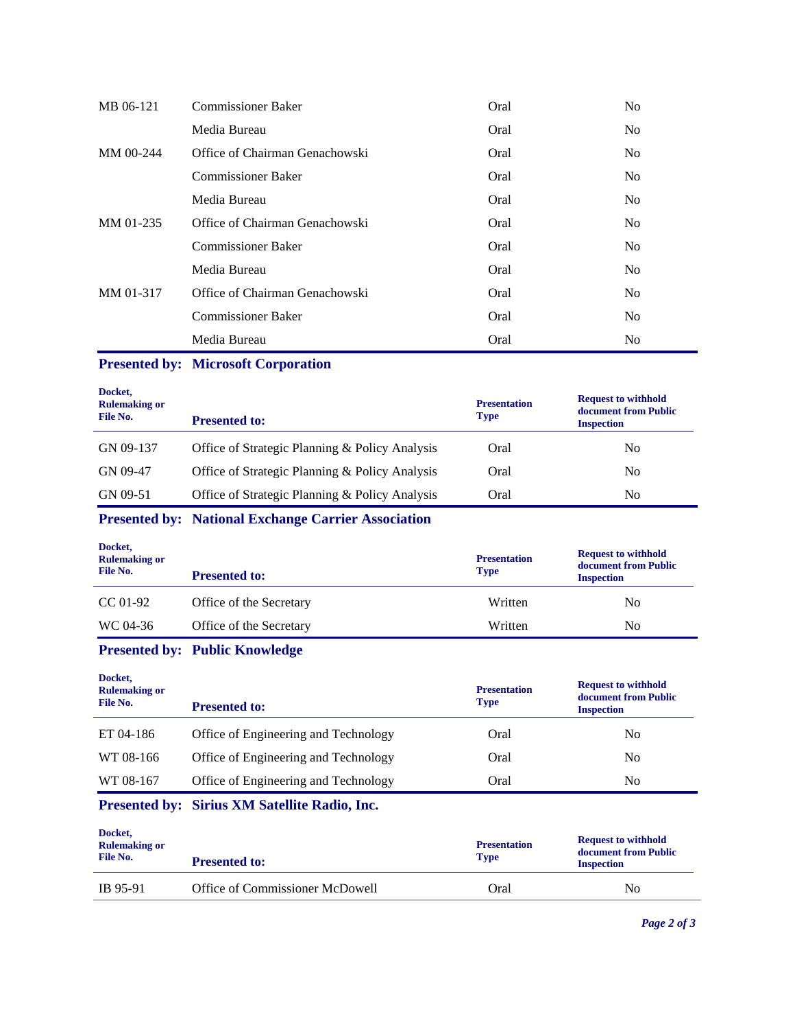| | | | |
|---|---|---|---|
| MB 06-121 | Commissioner Baker | Oral | No |
| | Media Bureau | Oral | No |
| MM 00-244 | Office of Chairman Genachowski | Oral | No |
| | Commissioner Baker | Oral | No |
| | Media Bureau | Oral | No |
| MM 01-235 | Office of Chairman Genachowski | Oral | No |
| | Commissioner Baker | Oral | No |
| | Media Bureau | Oral | No |
| MM 01-317 | Office of Chairman Genachowski | Oral | No |
| | Commissioner Baker | Oral | No |
| | Media Bureau | Oral | No |

**Presented by: Microsoft Corporation**

| Docket, Rulemaking or File No. | Presented to: | Presentation Type | Request to withhold document from Public Inspection |
|---|---|---|---|
| GN 09-137 | Office of Strategic Planning & Policy Analysis | Oral | No |
| GN 09-47 | Office of Strategic Planning & Policy Analysis | Oral | No |
| GN 09-51 | Office of Strategic Planning & Policy Analysis | Oral | No |

**Presented by: National Exchange Carrier Association**

| Docket, Rulemaking or File No. | Presented to: | Presentation Type | Request to withhold document from Public Inspection |
|---|---|---|---|
| CC 01-92 | Office of the Secretary | Written | No |
| WC 04-36 | Office of the Secretary | Written | No |

**Presented by: Public Knowledge**

| Docket, Rulemaking or File No. | Presented to: | Presentation Type | Request to withhold document from Public Inspection |
|---|---|---|---|
| ET 04-186 | Office of Engineering and Technology | Oral | No |
| WT 08-166 | Office of Engineering and Technology | Oral | No |
| WT 08-167 | Office of Engineering and Technology | Oral | No |

**Presented by: Sirius XM Satellite Radio, Inc.**

| Docket, Rulemaking or File No. | Presented to: | Presentation Type | Request to withhold document from Public Inspection |
|---|---|---|---|
| IB 95-91 | Office of Commissioner McDowell | Oral | No |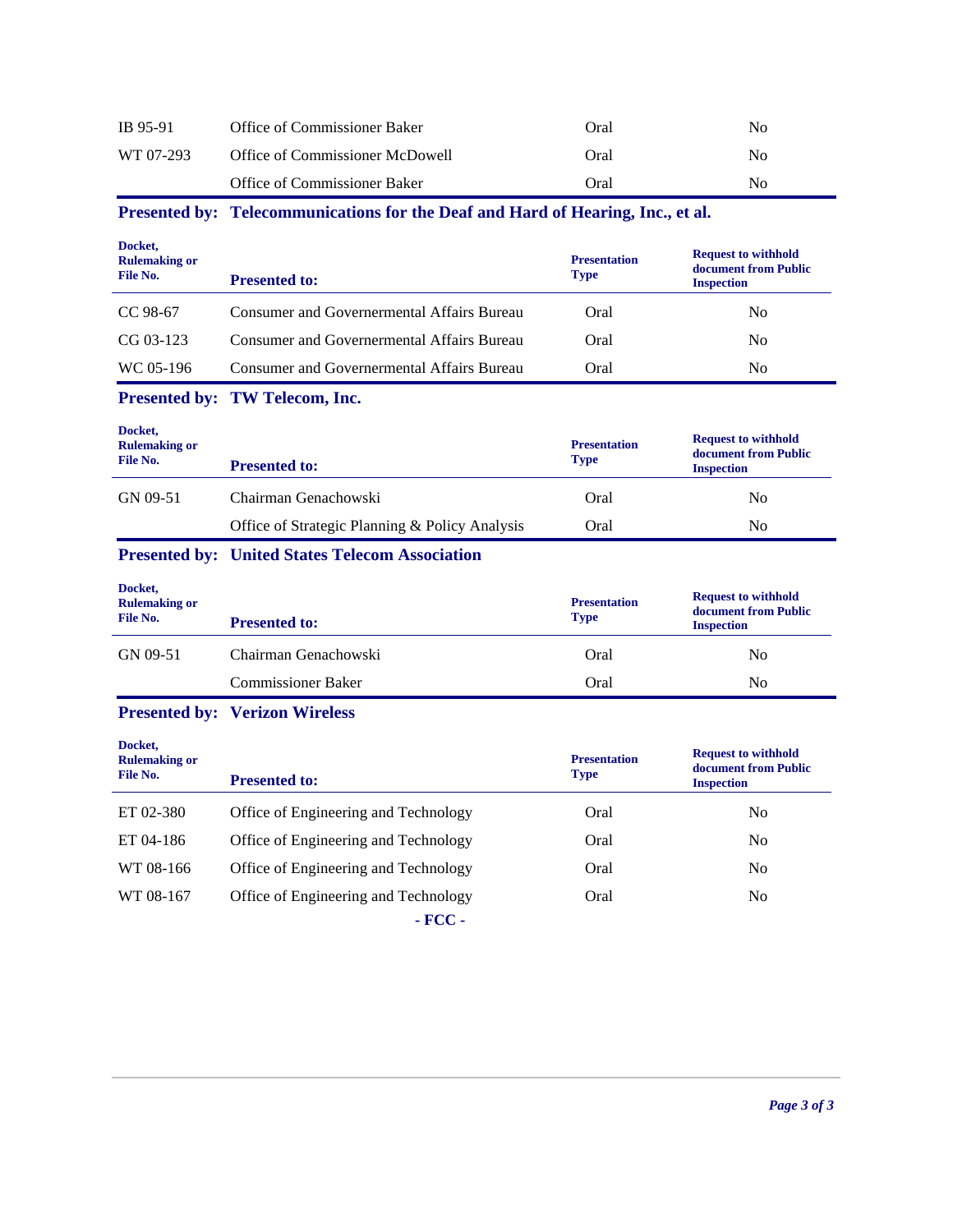| | | | |
|---|---|---|---|
| IB 95-91 | Office of Commissioner Baker | Oral | No |
| WT 07-293 | Office of Commissioner McDowell | Oral | No |
| | Office of Commissioner Baker | Oral | No |

**Presented by: Telecommunications for the Deaf and Hard of Hearing, Inc., et al.**

| Docket, Rulemaking or File No. | Presented to: | Presentation Type | Request to withhold document from Public Inspection |
|---|---|---|---|
| CC 98-67 | Consumer and Governermental Affairs Bureau | Oral | No |
| CG 03-123 | Consumer and Governermental Affairs Bureau | Oral | No |
| WC 05-196 | Consumer and Governermental Affairs Bureau | Oral | No |

**Presented by: TW Telecom, Inc.**

| Docket, Rulemaking or File No. | Presented to: | Presentation Type | Request to withhold document from Public Inspection |
|---|---|---|---|
| GN 09-51 | Chairman Genachowski | Oral | No |
| | Office of Strategic Planning & Policy Analysis | Oral | No |

**Presented by: United States Telecom Association**

| Docket, Rulemaking or File No. | Presented to: | Presentation Type | Request to withhold document from Public Inspection |
|---|---|---|---|
| GN 09-51 | Chairman Genachowski | Oral | No |
| | Commissioner Baker | Oral | No |

**Presented by: Verizon Wireless**

| Docket, Rulemaking or File No. | Presented to: | Presentation Type | Request to withhold document from Public Inspection |
|---|---|---|---|
| ET 02-380 | Office of Engineering and Technology | Oral | No |
| ET 04-186 | Office of Engineering and Technology | Oral | No |
| WT 08-166 | Office of Engineering and Technology | Oral | No |
| WT 08-167 | Office of Engineering and Technology | Oral | No |

**- FCC -**